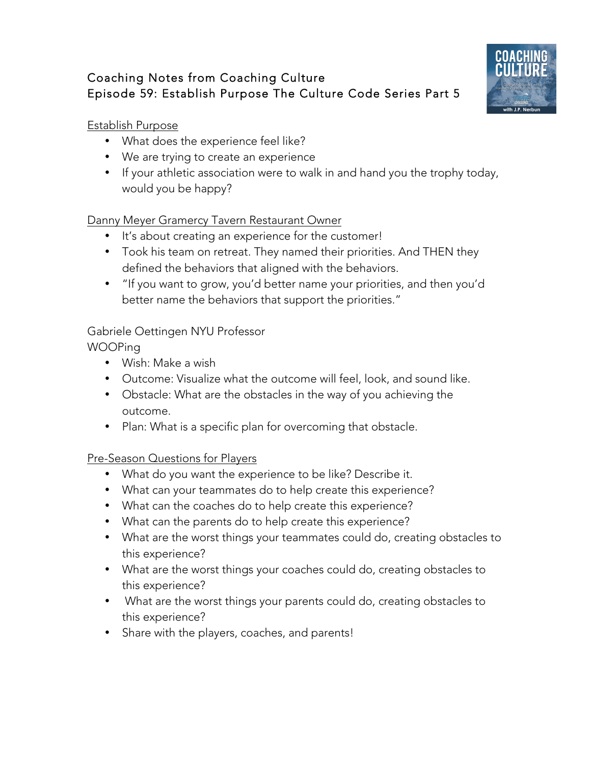# Coaching Notes from Coaching Culture
## Episode 59: Establish Purpose The Culture Code Series Part 5

### Establish Purpose

- What does the experience feel like?
- We are trying to create an experience
- If your athletic association were to walk in and hand you the trophy today, would you be happy?

### Danny Meyer Gramercy Tavern Restaurant Owner

- It's about creating an experience for the customer!
- Took his team on retreat. They named their priorities. And THEN they defined the behaviors that aligned with the behaviors.
- "If you want to grow, you'd better name your priorities, and then you'd better name the behaviors that support the priorities."

### Gabriele Oettingen NYU Professor

WOOPing

- Wish: Make a wish
- Outcome: Visualize what the outcome will feel, look, and sound like.
- Obstacle: What are the obstacles in the way of you achieving the outcome.
- Plan: What is a specific plan for overcoming that obstacle.

### Pre-Season Questions for Players

- What do you want the experience to be like? Describe it.
- What can your teammates do to help create this experience?
- What can the coaches do to help create this experience?
- What can the parents do to help create this experience?
- What are the worst things your teammates could do, creating obstacles to this experience?
- What are the worst things your coaches could do, creating obstacles to this experience?
- What are the worst things your parents could do, creating obstacles to this experience?
- Share with the players, coaches, and parents!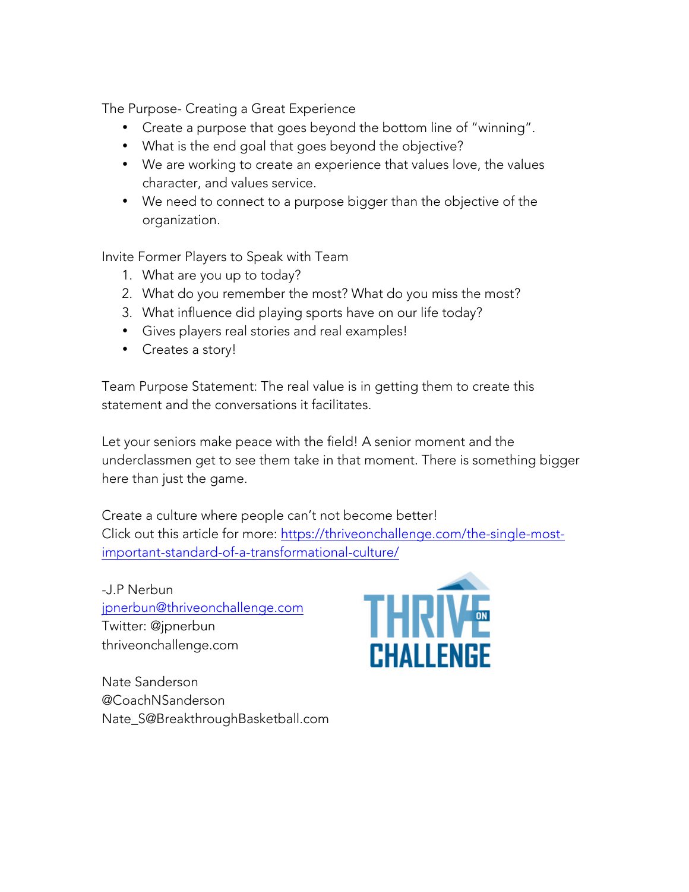The Purpose- Creating a Great Experience

- Create a purpose that goes beyond the bottom line of "winning".
- What is the end goal that goes beyond the objective?
- We are working to create an experience that values love, the values character, and values service.
- We need to connect to a purpose bigger than the objective of the organization.

Invite Former Players to Speak with Team

1. What are you up to today?
2. What do you remember the most? What do you miss the most?
3. What influence did playing sports have on our life today?

- Gives players real stories and real examples!
- Creates a story!

Team Purpose Statement: The real value is in getting them to create this statement and the conversations it facilitates.

Let your seniors make peace with the field! A senior moment and the underclassmen get to see them take in that moment. There is something bigger here than just the game.

Create a culture where people can't not become better!
Click out this article for more: https://thriveonchallenge.com/the-single-most-important-standard-of-a-transformational-culture/

-J.P Nerbun
jpnerbun@thriveonchallenge.com
Twitter: @jpnerbun
thriveonchallenge.com

THRIVE ON CHALLENGE

Nate Sanderson
@CoachNSanderson
Nate_S@BreakthroughBasketball.com